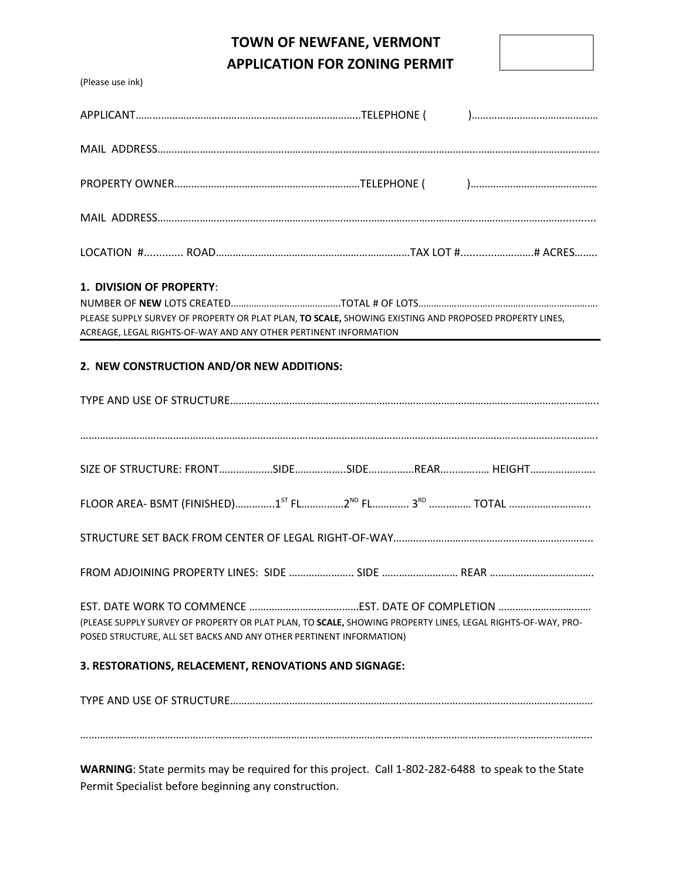# TOWN OF NEWFANE, VERMONT
# APPLICATION FOR ZONING PERMIT

(Please use ink)

APPLICANT…………………………………………………………………….TELEPHONE (          )………………………………………

MAIL ADDRESS…………………………………………………………………………………………………………………………………….

PROPERTY OWNER…………………………………………………………TELEPHONE (          )………………………………………

MAIL ADDRESS…………………………………………………………………………………………………………………………….........

LOCATION #............. ROAD……………………………………………………………TAX LOT #.........…………….# ACRES……..

**1. DIVISION OF PROPERTY**:

NUMBER OF **NEW** LOTS CREATED……………………………………TOTAL # OF LOTS…………………………………………………………….

PLEASE SUPPLY SURVEY OF PROPERTY OR PLAT PLAN, **TO SCALE,** SHOWING EXISTING AND PROPOSED PROPERTY LINES, ACREAGE, LEGAL RIGHTS-OF-WAY AND ANY OTHER PERTINENT INFORMATION

---

**2. NEW CONSTRUCTION AND/OR NEW ADDITIONS:**

TYPE AND USE OF STRUCTURE……………………………………………………………………………………………………………..

…………………………………………………………………………………………………………………………………………………………….

SIZE OF STRUCTURE: FRONT……………….SIDE……………..SIDE…………….REAR….………… HEIGHT…………………..

FLOOR AREA- BSMT (FINISHED)…………..1ST FL……………2ND FL…………. 3RD …………… TOTAL ………………………..

STRUCTURE SET BACK FROM CENTER OF LEGAL RIGHT-OF-WAY……………………………………………………………..

FROM ADJOINING PROPERTY LINES: SIDE ………………….. SIDE ……………………… REAR ……………………………….

EST. DATE WORK TO COMMENCE …………………………………EST. DATE OF COMPLETION ……………………………

(PLEASE SUPPLY SURVEY OF PROPERTY OR PLAT PLAN, TO **SCALE,** SHOWING PROPERTY LINES, LEGAL RIGHTS-OF-WAY, PROPOSED STRUCTURE, ALL SET BACKS AND ANY OTHER PERTINENT INFORMATION)

**3. RESTORATIONS, RELACEMENT, RENOVATIONS AND SIGNAGE:**

TYPE AND USE OF STRUCTURE…………………………………………………………………………………………………………

……………………………………………………………………………………………………………………………………………………………

**WARNING**: State permits may be required for this project. Call 1-802-282-6488 to speak to the State Permit Specialist before beginning any construction.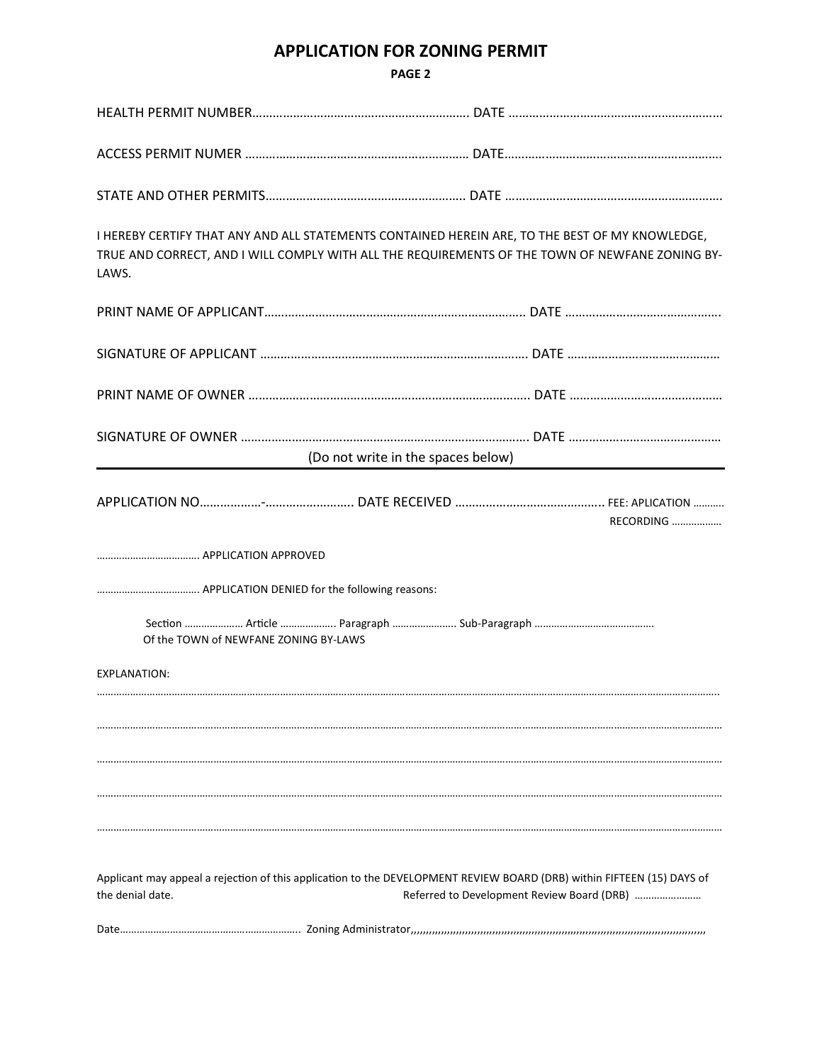# APPLICATION FOR ZONING PERMIT

**PAGE 2**

HEALTH PERMIT NUMBER……………………………………………………… DATE ………………………………………………………

ACCESS PERMIT NUMER ………………………………………………………… DATE……………………………………………………….

STATE AND OTHER PERMITS………………………………………………….. DATE ……………………………………………………….

I HEREBY CERTIFY THAT ANY AND ALL STATEMENTS CONTAINED HEREIN ARE, TO THE BEST OF MY KNOWLEDGE, TRUE AND CORRECT, AND I WILL COMPLY WITH ALL THE REQUIREMENTS OF THE TOWN OF NEWFANE ZONING BY-LAWS.

PRINT NAME OF APPLICANT………………………………………………………………….. DATE ……………………………………….

SIGNATURE OF APPLICANT …………………………………………………………………… DATE ………………………………………

PRINT NAME OF OWNER ………………………………………………………………………. DATE ………………………………………

SIGNATURE OF OWNER ………………………………………………………………………… DATE ………………………………………

(Do not write in the spaces below)

---

APPLICATION NO………………-……………………. DATE RECEIVED …………………………………….. FEE: APLICATION ………..
RECORDING ………………

……………………………. APPLICATION APPROVED

……………………………. APPLICATION DENIED for the following reasons:

Section ………………… Article ……………….. Paragraph ………………….. Sub-Paragraph …………………………………….
Of the TOWN of NEWFANE ZONING BY-LAWS

EXPLANATION:

……………………………………………………………………………………………………………………………………………………………………………

……………………………………………………………………………………………………………………………………………………………………………

……………………………………………………………………………………………………………………………………………………………………………

……………………………………………………………………………………………………………………………………………………………………………

……………………………………………………………………………………………………………………………………………………………………………

Applicant may appeal a rejection of this application to the DEVELOPMENT REVIEW BOARD (DRB) within FIFTEEN (15) DAYS of the denial date. Referred to Development Review Board (DRB) ……………………

Date……………………………………………………….. Zoning Administrator,,,,,,,,,,,,,,,,,,,,,,,,,,,,,,,,,,,,,,,,,,,,,,,,,,,,,,,,,,,,,,,,,,,,,,,,,,,,,,,,,,,,,,,,,,,,,,,,,,,,,,,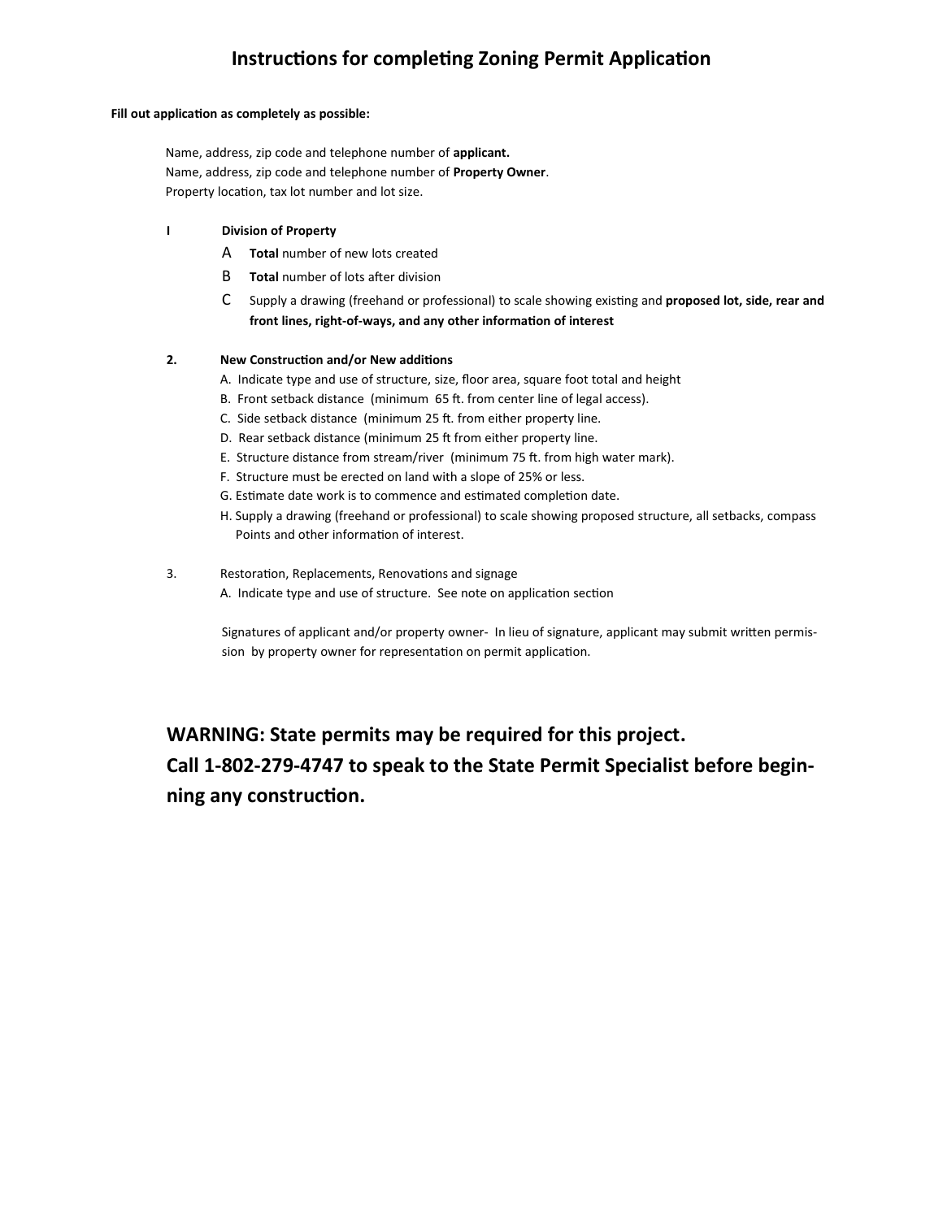# Instructions for completing Zoning Permit Application

**Fill out application as completely as possible:**

Name, address, zip code and telephone number of **applicant.**
Name, address, zip code and telephone number of **Property Owner**.
Property location, tax lot number and lot size.

**I Division of Property**

- A **Total** number of new lots created
- B **Total** number of lots after division
- C Supply a drawing (freehand or professional) to scale showing existing and **proposed lot, side, rear and front lines, right-of-ways, and any other information of interest**

**2. New Construction and/or New additions**

- A. Indicate type and use of structure, size, floor area, square foot total and height
- B. Front setback distance (minimum 65 ft. from center line of legal access).
- C. Side setback distance (minimum 25 ft. from either property line.
- D. Rear setback distance (minimum 25 ft from either property line.
- E. Structure distance from stream/river (minimum 75 ft. from high water mark).
- F. Structure must be erected on land with a slope of 25% or less.
- G. Estimate date work is to commence and estimated completion date.
- H. Supply a drawing (freehand or professional) to scale showing proposed structure, all setbacks, compass Points and other information of interest.

3. Restoration, Replacements, Renovations and signage

- A. Indicate type and use of structure. See note on application section

Signatures of applicant and/or property owner- In lieu of signature, applicant may submit written permission by property owner for representation on permit application.

**WARNING: State permits may be required for this project.**
**Call 1-802-279-4747 to speak to the State Permit Specialist before beginning any construction.**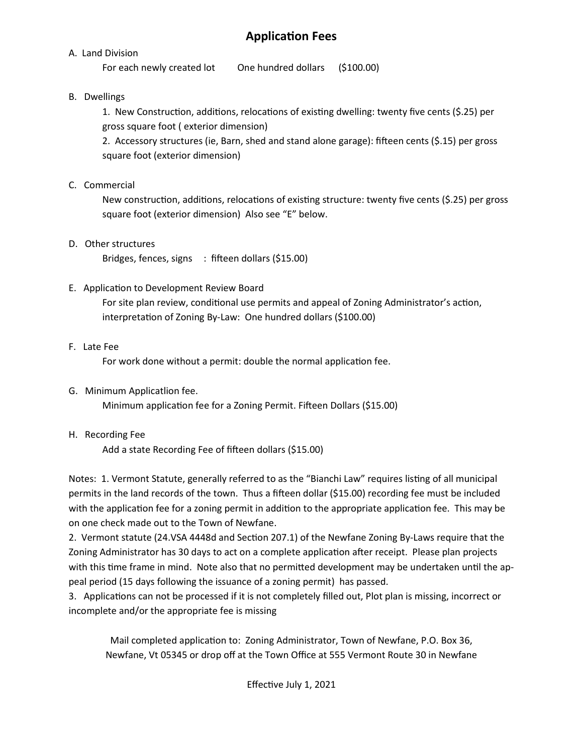## Application Fees

A. Land Division

For each newly created lot One hundred dollars ($100.00)

B. Dwellings

1. New Construction, additions, relocations of existing dwelling: twenty five cents ($.25) per gross square foot ( exterior dimension)
2. Accessory structures (ie, Barn, shed and stand alone garage): fifteen cents ($.15) per gross square foot (exterior dimension)

C. Commercial

New construction, additions, relocations of existing structure: twenty five cents ($.25) per gross square foot (exterior dimension) Also see "E" below.

D. Other structures

Bridges, fences, signs : fifteen dollars ($15.00)

E. Application to Development Review Board

For site plan review, conditional use permits and appeal of Zoning Administrator's action, interpretation of Zoning By-Law: One hundred dollars ($100.00)

F. Late Fee

For work done without a permit: double the normal application fee.

G. Minimum Applicatlion fee.

Minimum application fee for a Zoning Permit. Fifteen Dollars ($15.00)

H. Recording Fee

Add a state Recording Fee of fifteen dollars ($15.00)

Notes: 1. Vermont Statute, generally referred to as the "Bianchi Law" requires listing of all municipal permits in the land records of the town. Thus a fifteen dollar ($15.00) recording fee must be included with the application fee for a zoning permit in addition to the appropriate application fee. This may be on one check made out to the Town of Newfane.

2. Vermont statute (24.VSA 4448d and Section 207.1) of the Newfane Zoning By-Laws require that the Zoning Administrator has 30 days to act on a complete application after receipt. Please plan projects with this time frame in mind. Note also that no permitted development may be undertaken until the appeal period (15 days following the issuance of a zoning permit) has passed.

3. Applications can not be processed if it is not completely filled out, Plot plan is missing, incorrect or incomplete and/or the appropriate fee is missing

Mail completed application to: Zoning Administrator, Town of Newfane, P.O. Box 36, Newfane, Vt 05345 or drop off at the Town Office at 555 Vermont Route 30 in Newfane

Effective July 1, 2021